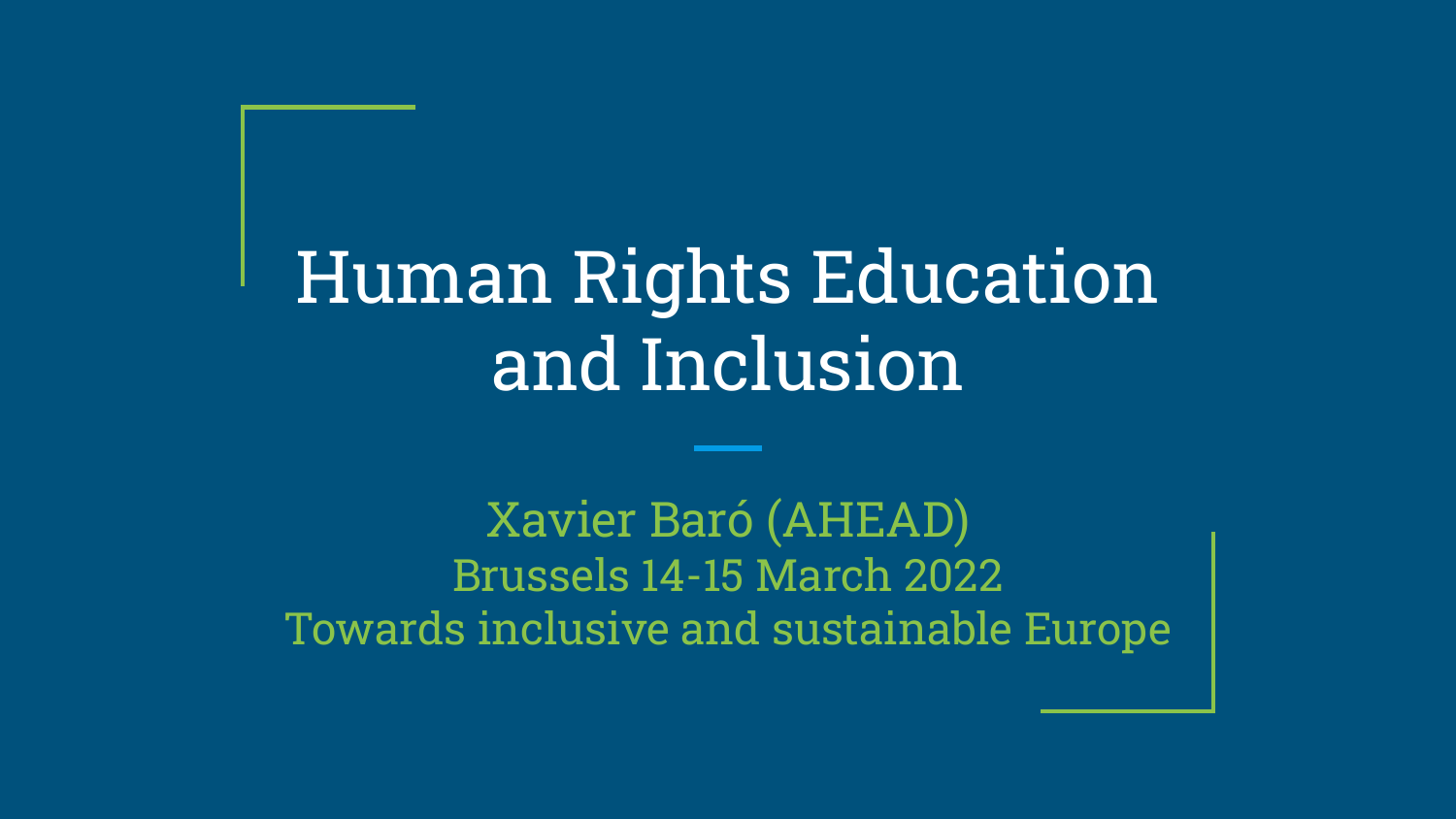# Human Rights Education and Inclusion

Xavier Baró (AHEAD)

Brussels 14-15 March 2022

Towards inclusive and sustainable Europe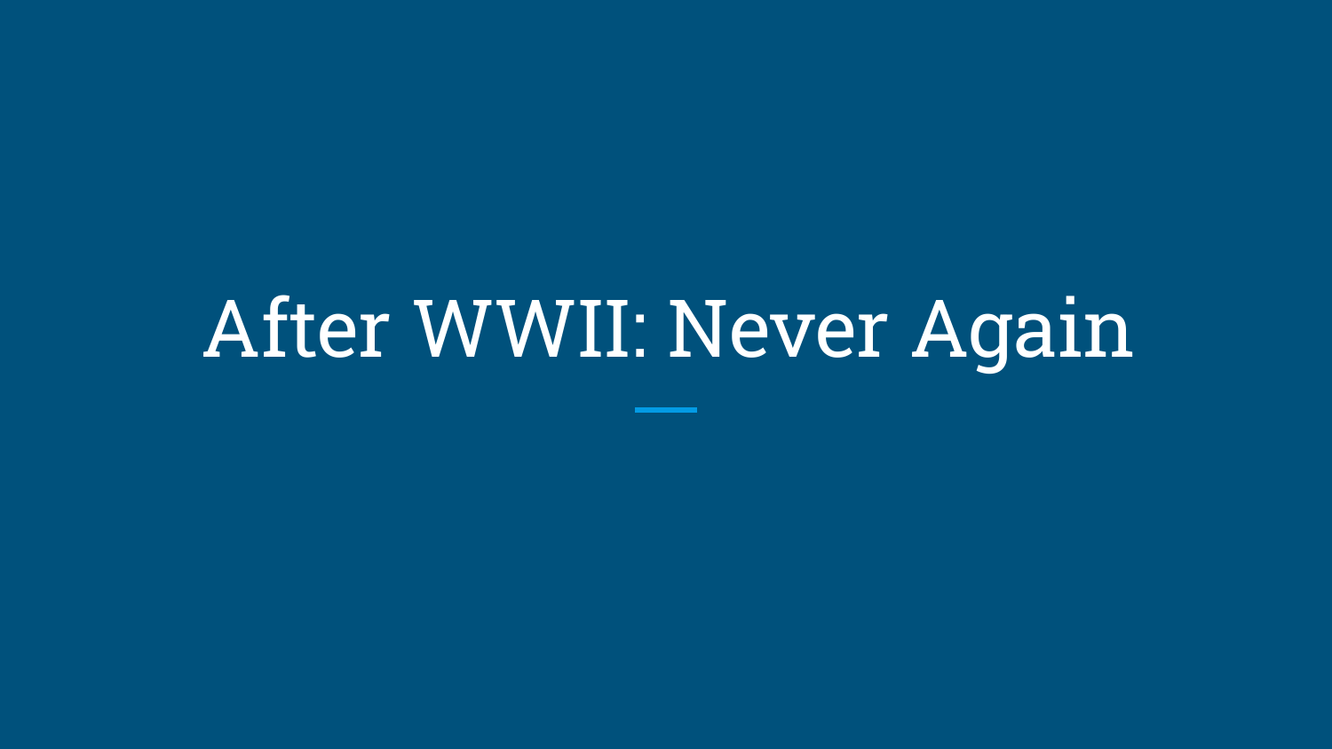# After WWII: Never Again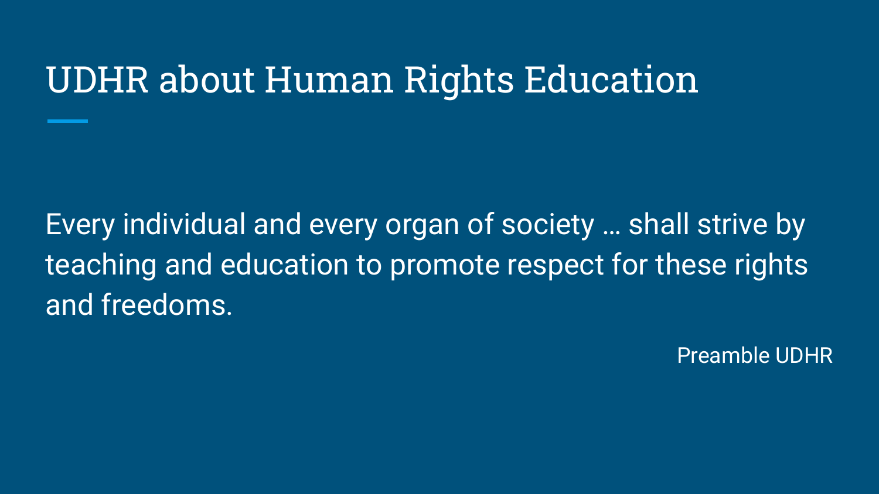# UDHR about Human Rights Education

Every individual and every organ of society … shall strive by teaching and education to promote respect for these rights and freedoms.

Preamble UDHR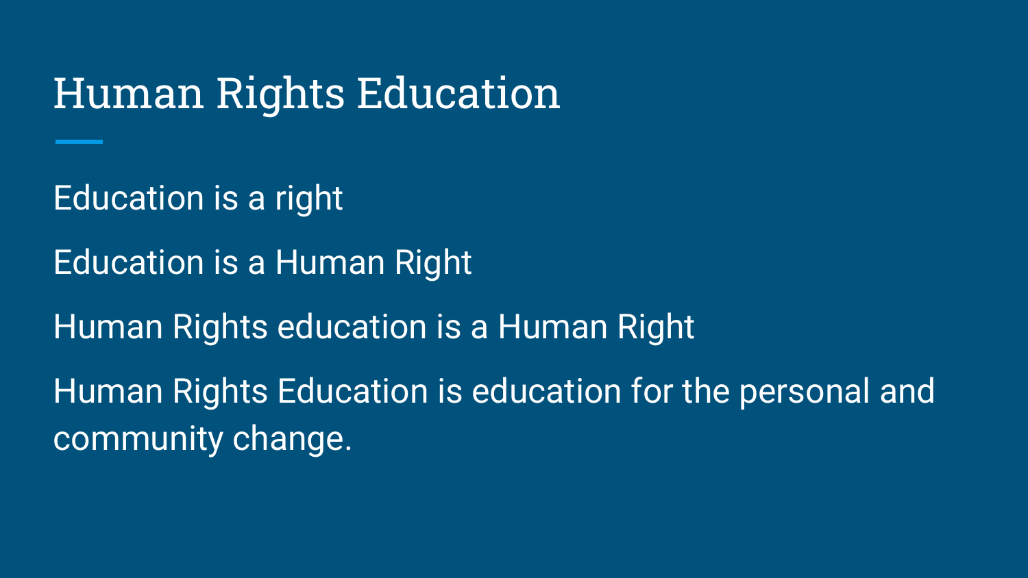# Human Rights Education

Education is a right

Education is a Human Right

Human Rights education is a Human Right

Human Rights Education is education for the personal and community change.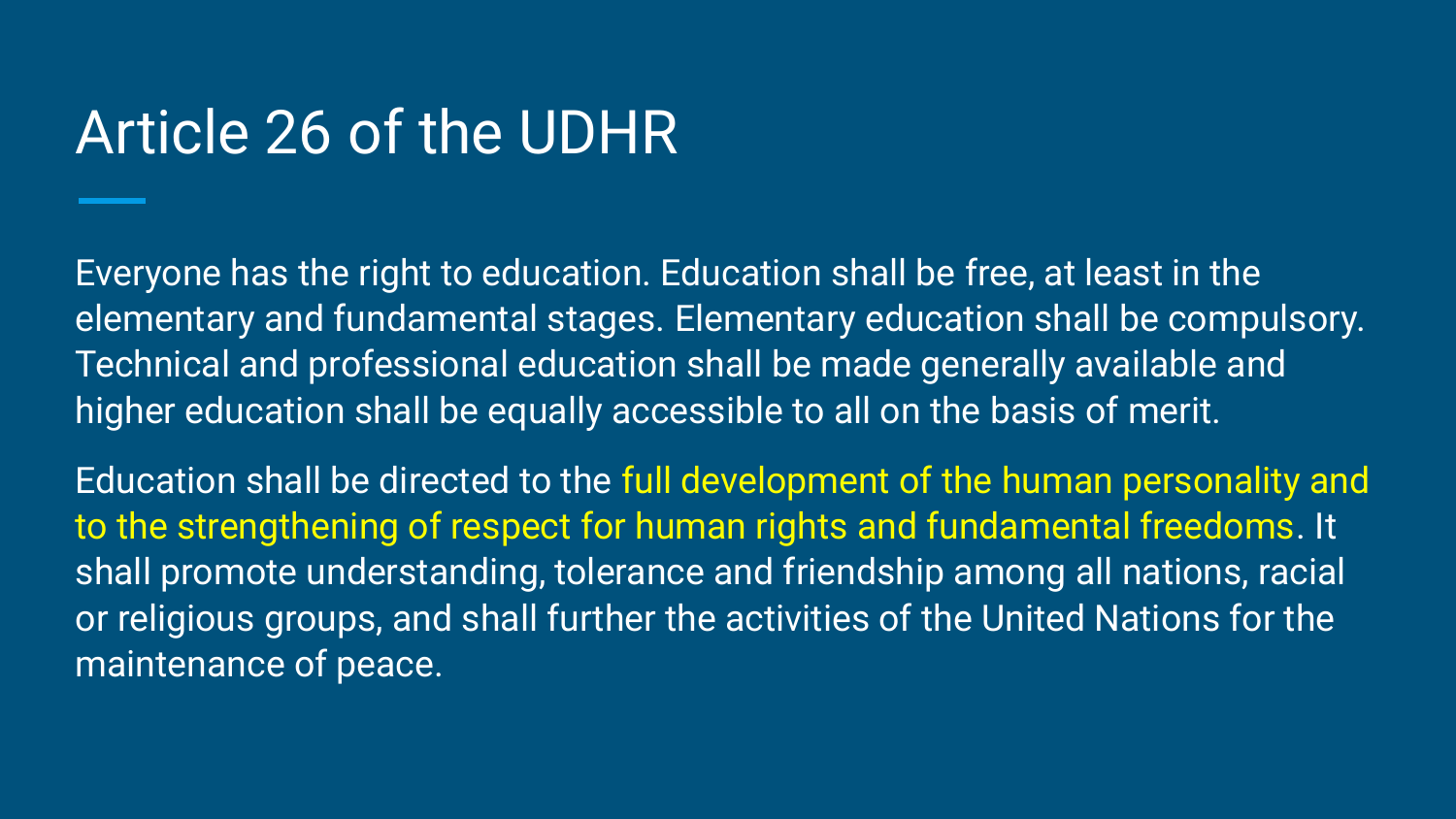# Article 26 of the UDHR

Everyone has the right to education. Education shall be free, at least in the elementary and fundamental stages. Elementary education shall be compulsory. Technical and professional education shall be made generally available and higher education shall be equally accessible to all on the basis of merit.

Education shall be directed to the full development of the human personality and to the strengthening of respect for human rights and fundamental freedoms. It shall promote understanding, tolerance and friendship among all nations, racial or religious groups, and shall further the activities of the United Nations for the maintenance of peace.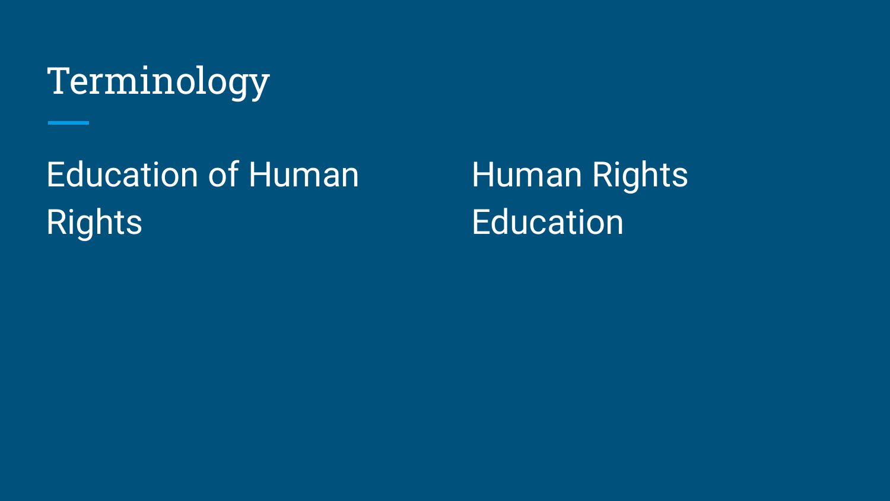# Terminology

Education of Human Rights

Human Rights Education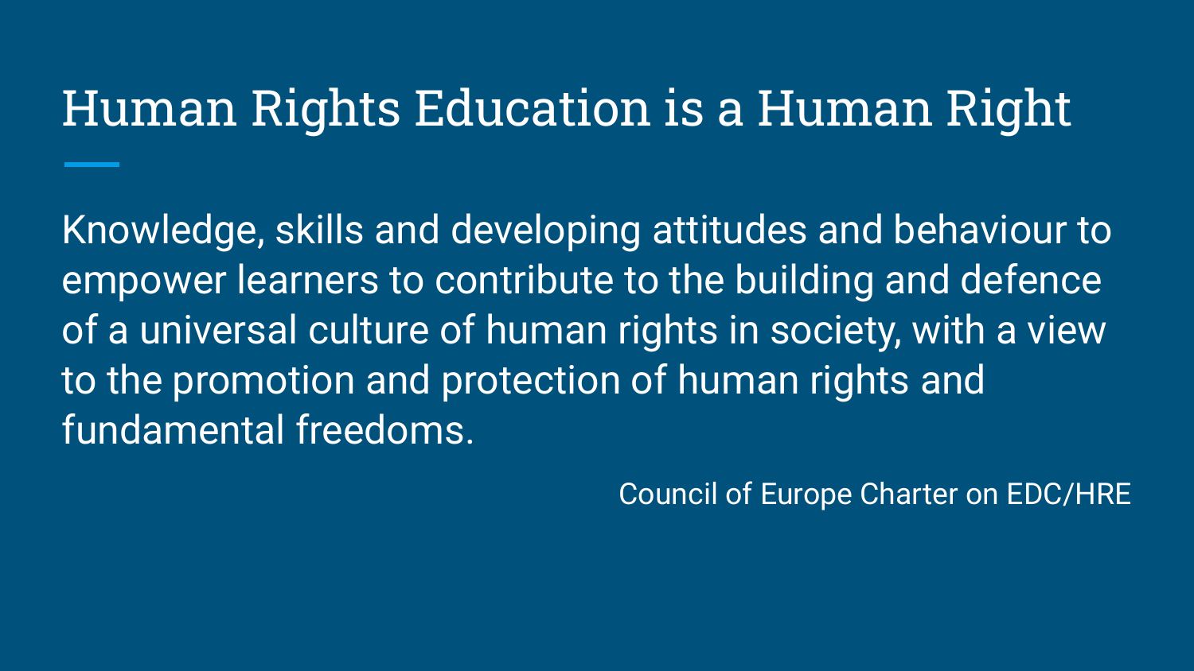# Human Rights Education is a Human Right

Knowledge, skills and developing attitudes and behaviour to empower learners to contribute to the building and defence of a universal culture of human rights in society, with a view to the promotion and protection of human rights and fundamental freedoms.

Council of Europe Charter on EDC/HRE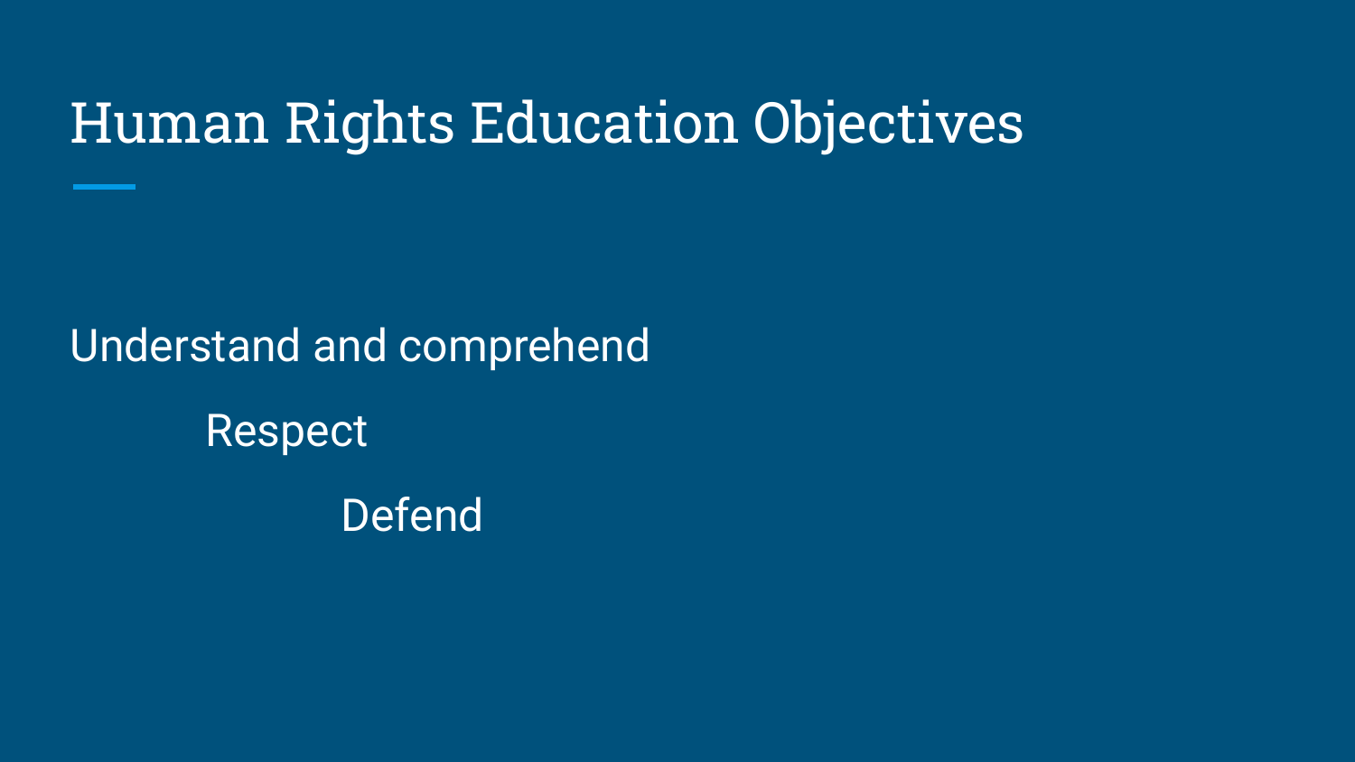# Human Rights Education Objectives

Understand and comprehend

Respect

Defend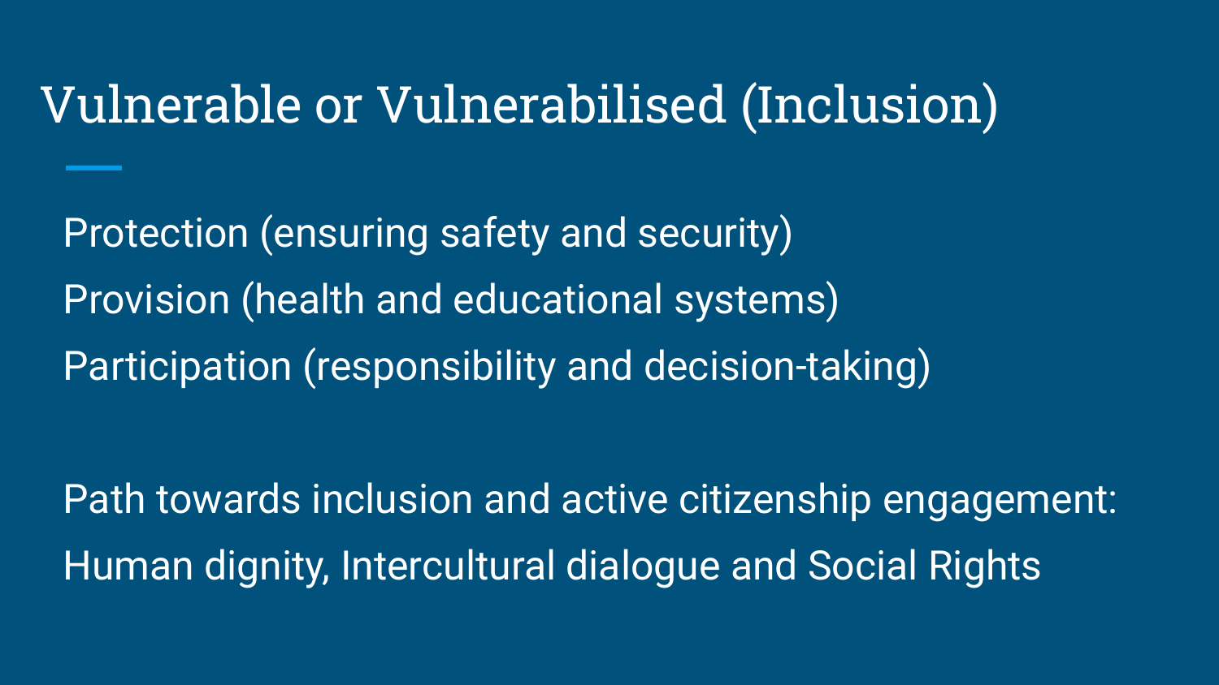# Vulnerable or Vulnerabilised (Inclusion)

Protection (ensuring safety and security)

Provision (health and educational systems)

Participation (responsibility and decision-taking)

Path towards inclusion and active citizenship engagement:

Human dignity, Intercultural dialogue and Social Rights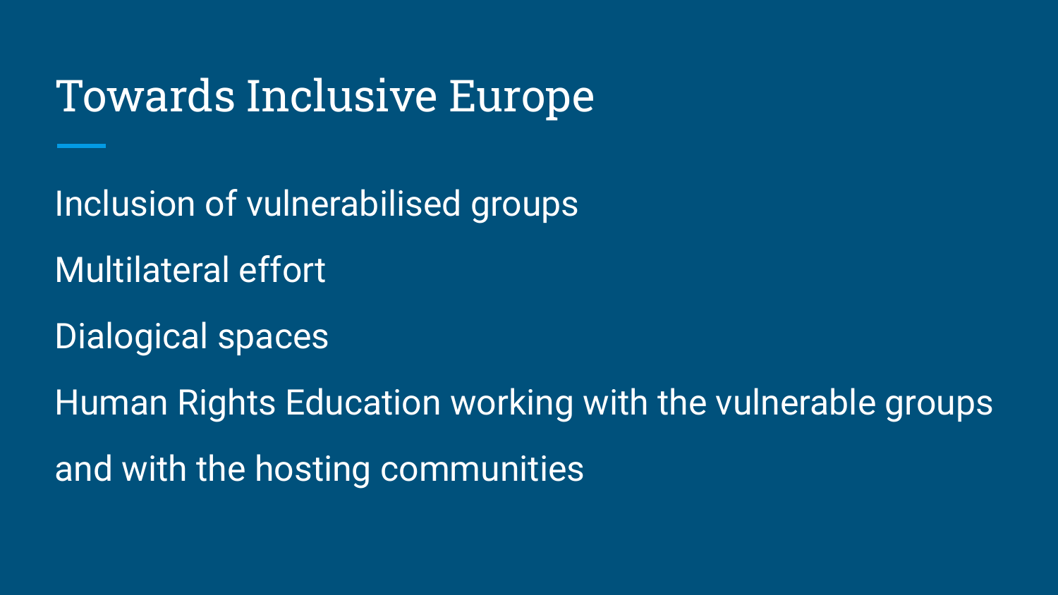# Towards Inclusive Europe

Inclusion of vulnerabilised groups

Multilateral effort

Dialogical spaces

Human Rights Education working with the vulnerable groups and with the hosting communities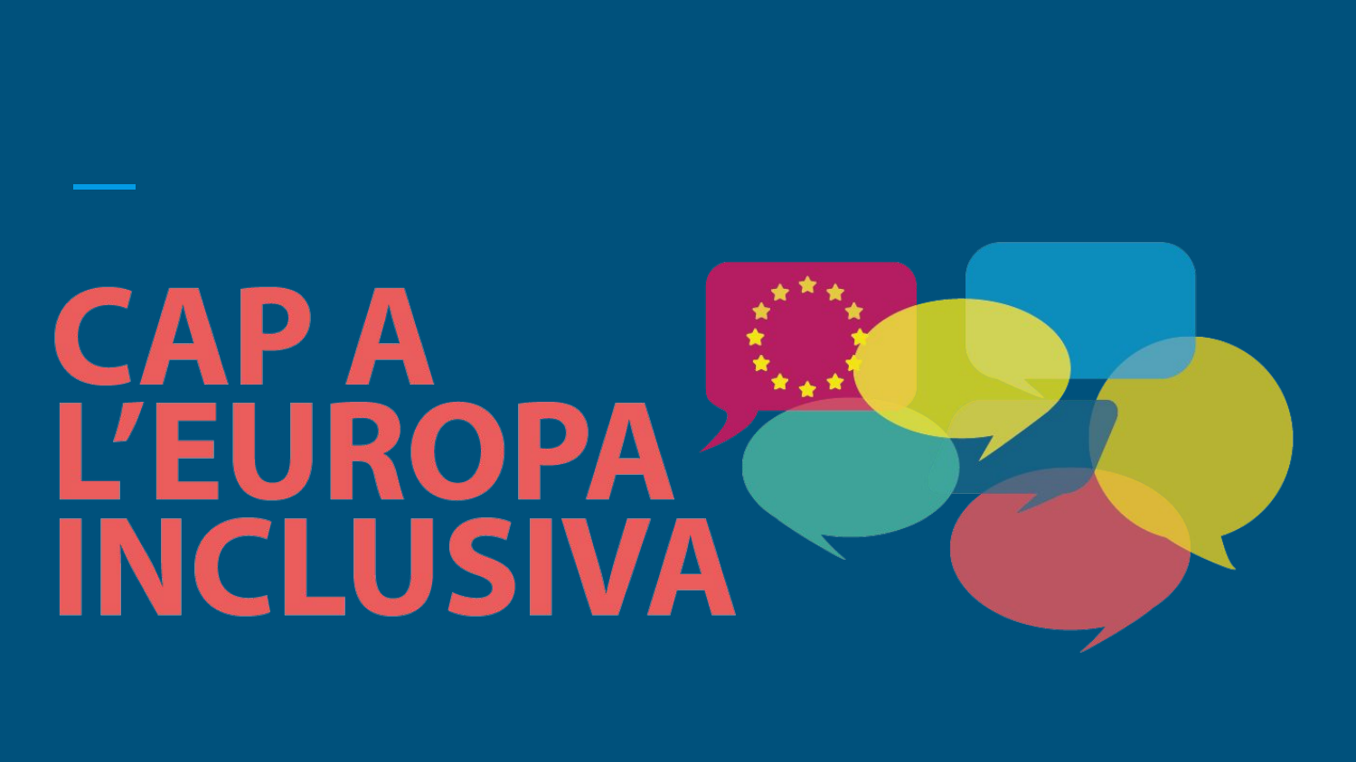# CAP A L'EUROPA INCLUSIVA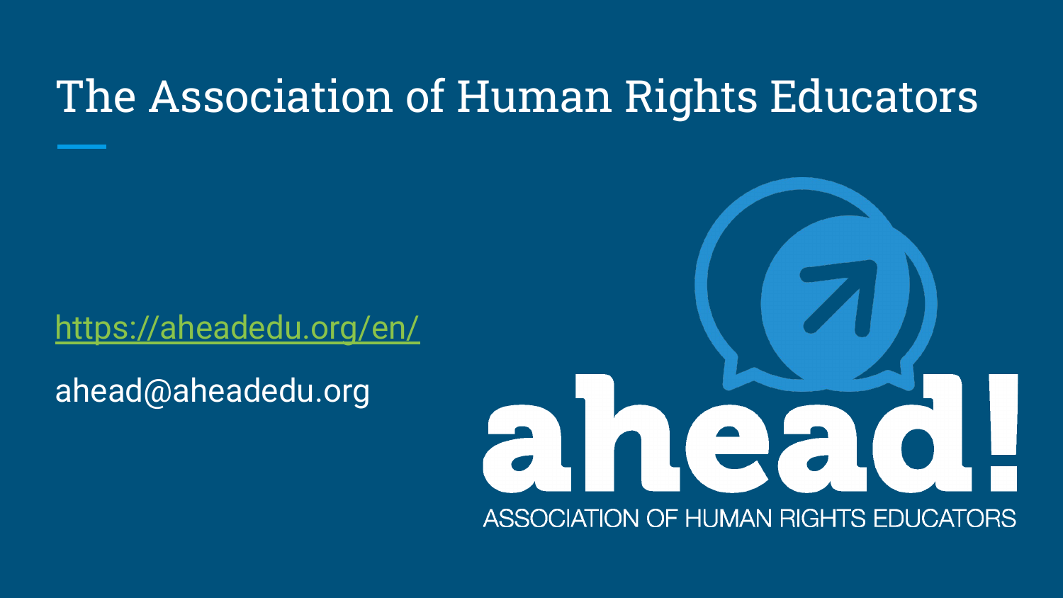# The Association of Human Rights Educators

[https://aheadedu.org/en/](https://aheadedu.org/en/)

ahead@aheadedu.org

ahead!

ASSOCIATION OF HUMAN RIGHTS EDUCATORS